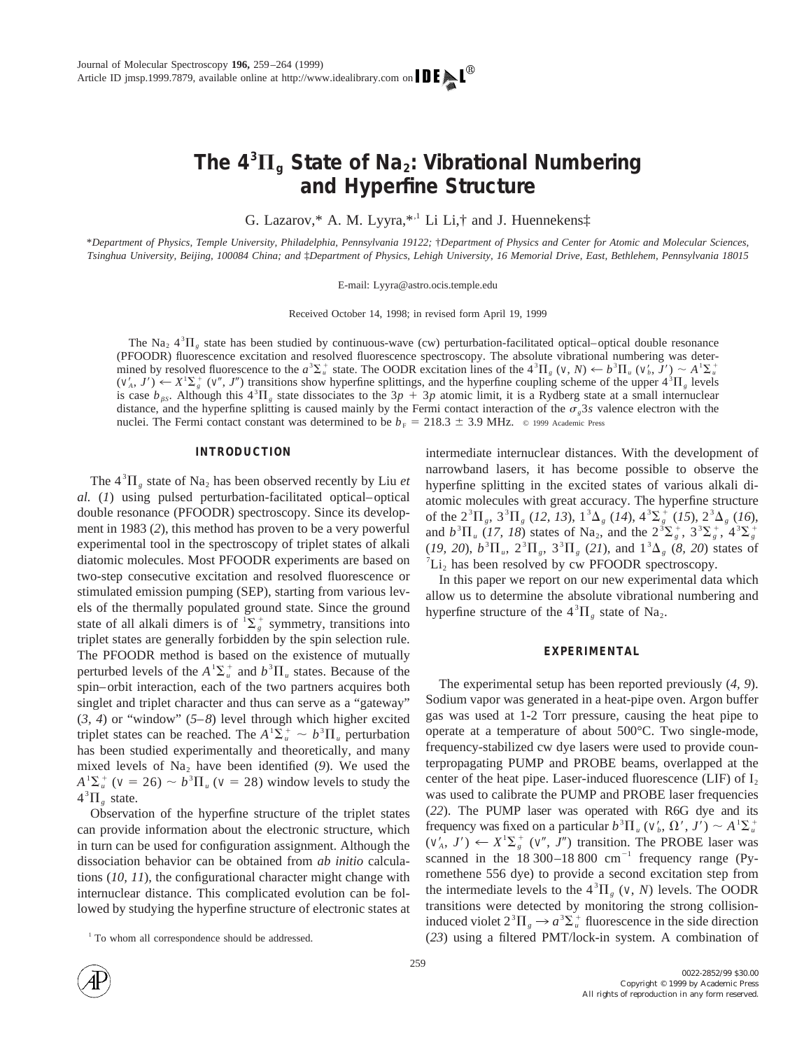# The $4^3\Pi_g$ State of $Na_2$: Vibrational Numbering and Hyperfine Structure

G. Lazarov,* A. M. Lyyra,*[,1] Li Li,† and J. Huennekens‡

*Department of Physics, Temple University, Philadelphia, Pennsylvania 19122; †Department of Physics and Center for Atomic and Molecular Sciences, Tsinghua University, Beijing, 100084 China; and ‡Department of Physics, Lehigh University, 16 Memorial Drive, East, Bethlehem, Pennsylvania 18015*

E-mail: Lyyra@astro.ocis.temple.edu

Received October 14, 1998; in revised form April 19, 1999

The $Na_2$ $4^3\Pi_g$ state has been studied by continuous-wave (cw) perturbation-facilitated optical–optical double resonance (PFOODR) fluorescence excitation and resolved fluorescence spectroscopy. The absolute vibrational numbering was determined by resolved fluorescence to the $a^3\Sigma_u^+$ state. The OODR excitation lines of the $4^3\Pi_g$ ($v$, $N$) $\leftarrow$ $b^3\Pi_u$ ($v_b'$, $J'$) $\sim$ $A^1\Sigma_u^+$ ($v_A'$, $J'$) $\leftarrow$ $X^1\Sigma_g^+$ ($v''$, $J''$) transitions show hyperfine splittings, and the hyperfine coupling scheme of the upper $4^3\Pi_g$ levels is case $b_{\beta S}$. Although this $4^3\Pi_g$ state dissociates to the $3p + 3p$ atomic limit, it is a Rydberg state at a small internuclear distance, and the hyperfine splitting is caused mainly by the Fermi contact interaction of the $\sigma_g 3s$ valence electron with the nuclei. The Fermi contact constant was determined to be $b_F = 218.3 \pm 3.9$ MHz. © 1999 Academic Press

## INTRODUCTION

The $4^3\Pi_g$ state of $Na_2$ has been observed recently by Liu *et al.* (*1*) using pulsed perturbation-facilitated optical–optical double resonance (PFOODR) spectroscopy. Since its development in 1983 (*2*), this method has proven to be a very powerful experimental tool in the spectroscopy of triplet states of alkali diatomic molecules. Most PFOODR experiments are based on two-step consecutive excitation and resolved fluorescence or stimulated emission pumping (SEP), starting from various levels of the thermally populated ground state. Since the ground state of all alkali dimers is of $^1\Sigma_g^+$ symmetry, transitions into triplet states are generally forbidden by the spin selection rule. The PFOODR method is based on the existence of mutually perturbed levels of the $A^1\Sigma_u^+$ and $b^3\Pi_u$ states. Because of the spin–orbit interaction, each of the two partners acquires both singlet and triplet character and thus can serve as a "gateway" (*3, 4*) or "window" (*5–8*) level through which higher excited triplet states can be reached. The $A^1\Sigma_u^+ \sim b^3\Pi_u$ perturbation has been studied experimentally and theoretically, and many mixed levels of $Na_2$ have been identified (*9*). We used the $A^1\Sigma_u^+$ ($v = 26$) $\sim$ $b^3\Pi_u$ ($v = 28$) window levels to study the $4^3\Pi_g$ state.

Observation of the hyperfine structure of the triplet states can provide information about the electronic structure, which in turn can be used for configuration assignment. Although the dissociation behavior can be obtained from *ab initio* calculations (*10, 11*), the configurational character might change with internuclear distance. This complicated evolution can be followed by studying the hyperfine structure of electronic states at intermediate internuclear distances. With the development of narrowband lasers, it has become possible to observe the hyperfine splitting in the excited states of various alkali diatomic molecules with great accuracy. The hyperfine structure of the $2^3\Pi_g$, $3^3\Pi_g$ (*12, 13*), $1^3\Delta_g$ (*14*), $4^3\Sigma_g^+$ (*15*), $2^3\Delta_g$ (*16*), and $b^3\Pi_u$ (*17, 18*) states of $Na_2$, and the $2^3\Sigma_g^+$, $3^3\Sigma_g^+$, $4^3\Sigma_g^+$ (*19, 20*), $b^3\Pi_u$, $2^3\Pi_g$, $3^3\Pi_g$ (*21*), and $1^3\Delta_g$ (*8, 20*) states of $^7Li_2$ has been resolved by cw PFOODR spectroscopy.

In this paper we report on our new experimental data which allow us to determine the absolute vibrational numbering and hyperfine structure of the $4^3\Pi_g$ state of $Na_2$.

## EXPERIMENTAL

The experimental setup has been reported previously (*4, 9*). Sodium vapor was generated in a heat-pipe oven. Argon buffer gas was used at 1-2 Torr pressure, causing the heat pipe to operate at a temperature of about 500°C. Two single-mode, frequency-stabilized cw dye lasers were used to provide counterpropagating PUMP and PROBE beams, overlapped at the center of the heat pipe. Laser-induced fluorescence (LIF) of $I_2$ was used to calibrate the PUMP and PROBE laser frequencies (*22*). The PUMP laser was operated with R6G dye and its frequency was fixed on a particular $b^3\Pi_u$ ($v_b'$, $\Omega'$, $J'$) $\sim$ $A^1\Sigma_u^+$ ($v_A'$, $J'$) $\leftarrow$ $X^1\Sigma_g^+$ ($v''$, $J''$) transition. The PROBE laser was scanned in the 18 300–18 800 $cm^{-1}$ frequency range (Pyromethene 556 dye) to provide a second excitation step from the intermediate levels to the $4^3\Pi_g$ ($v$, $N$) levels. The OODR transitions were detected by monitoring the strong collision-induced violet $2^3\Pi_g \rightarrow a^3\Sigma_u^+$ fluorescence in the side direction (*23*) using a filtered PMT/lock-in system. A combination of

[1] To whom all correspondence should be addressed.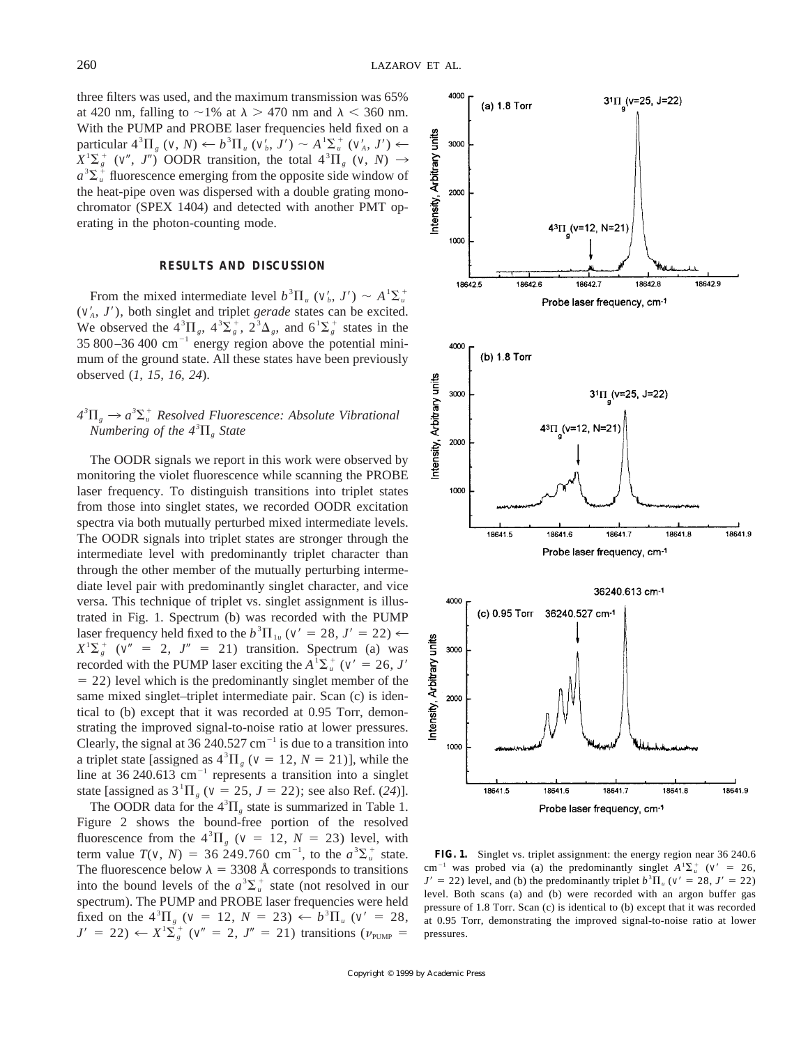three filters was used, and the maximum transmission was 65% at 420 nm, falling to ~1% at $\lambda > 470$ nm and $\lambda < 360$ nm. With the PUMP and PROBE laser frequencies held fixed on a particular $4^3\Pi_g$ ($v$, $N$) ← $b^3\Pi_u$ ($v'_b$, $J'$) ~ $A^1\Sigma_u^+$ ($v'_A$, $J'$) ← $X^1\Sigma_g^+$ ($v''$, $J''$) OODR transition, the total $4^3\Pi_g$ ($v$, $N$) → $a^3\Sigma_u^+$ fluorescence emerging from the opposite side window of the heat-pipe oven was dispersed with a double grating monochromator (SPEX 1404) and detected with another PMT operating in the photon-counting mode.

## RESULTS AND DISCUSSION

From the mixed intermediate level $b^3\Pi_u$ ($v'_b$, $J'$) ~ $A^1\Sigma_u^+$ ($v'_A$, $J'$), both singlet and triplet *gerade* states can be excited. We observed the $4^3\Pi_g$, $4^3\Sigma_g^+$, $2^3\Delta_g$, and $6^1\Sigma_g^+$ states in the 35 800–36 400 cm$^{-1}$ energy region above the potential minimum of the ground state. All these states have been previously observed (*1, 15, 16, 24*).

### $4^3\Pi_g \rightarrow a^3\Sigma_u^+$ Resolved Fluorescence: Absolute Vibrational Numbering of the $4^3\Pi_g$ State

The OODR signals we report in this work were observed by monitoring the violet fluorescence while scanning the PROBE laser frequency. To distinguish transitions into triplet states from those into singlet states, we recorded OODR excitation spectra via both mutually perturbed mixed intermediate levels. The OODR signals into triplet states are stronger through the intermediate level with predominantly triplet character than through the other member of the mutually perturbing intermediate level pair with predominantly singlet character, and vice versa. This technique of triplet vs. singlet assignment is illustrated in Fig. 1. Spectrum (b) was recorded with the PUMP laser frequency held fixed to the $b^3\Pi_{1u}$ ($v' = 28$, $J' = 22$) ← $X^1\Sigma_g^+$ ($v'' = 2$, $J'' = 21$) transition. Spectrum (a) was recorded with the PUMP laser exciting the $A^1\Sigma_u^+$ ($v' = 26$, $J' = 22$) level which is the predominantly singlet member of the same mixed singlet–triplet intermediate pair. Scan (c) is identical to (b) except that it was recorded at 0.95 Torr, demonstrating the improved signal-to-noise ratio at lower pressures. Clearly, the signal at 36 240.527 cm$^{-1}$ is due to a transition into a triplet state [assigned as $4^3\Pi_g$ ($v = 12$, $N = 21$)], while the line at 36 240.613 cm$^{-1}$ represents a transition into a singlet state [assigned as $3^1\Pi_g$ ($v = 25$, $J = 22$); see also Ref. (*24*)].

The OODR data for the $4^3\Pi_g$ state is summarized in Table 1. Figure 2 shows the bound-free portion of the resolved fluorescence from the $4^3\Pi_g$ ($v = 12$, $N = 23$) level, with term value $T(v, N) = 36\,249.760$ cm$^{-1}$, to the $a^3\Sigma_u^+$ state. The fluorescence below $\lambda = 3308$ Å corresponds to transitions into the bound levels of the $a^3\Sigma_u^+$ state (not resolved in our spectrum). The PUMP and PROBE laser frequencies were held fixed on the $4^3\Pi_g$ ($v = 12$, $N = 23$) ← $b^3\Pi_u$ ($v' = 28$, $J' = 22$) ← $X^1\Sigma_g^+$ ($v'' = 2$, $J'' = 21$) transitions ($\nu_{\mathrm{PUMP}}$ =

**FIG. 1.** Singlet vs. triplet assignment: the energy region near 36 240.6 cm$^{-1}$ was probed via (a) the predominantly singlet $A^1\Sigma_u^+$ ($v' = 26$, $J' = 22$) level, and (b) the predominantly triplet $b^3\Pi_u$ ($v' = 28$, $J' = 22$) level. Both scans (a) and (b) were recorded with an argon buffer gas pressure of 1.8 Torr. Scan (c) is identical to (b) except that it was recorded at 0.95 Torr, demonstrating the improved signal-to-noise ratio at lower pressures.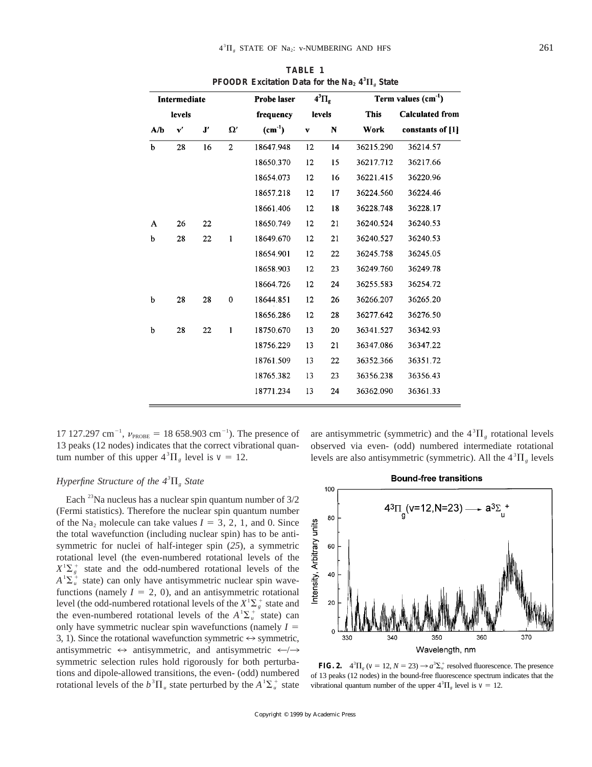**TABLE 1**

**PFOODR Excitation Data for the $Na_2$ $4^3\Pi_g$ State**

| Intermediate levels | | | | Probe laser frequency | $4^3\Pi_g$ levels | | Term values ($cm^{-1}$) | |
|---|---|---|---|---|---|---|---|---|
| A/b | v′ | J′ | Ω′ | ($cm^{-1}$) | v | N | This Work | Calculated from constants of [1] |
| b | 28 | 16 | 2 | 18647.948 | 12 | 14 | 36215.290 | 36214.57 |
| | | | | 18650.370 | 12 | 15 | 36217.712 | 36217.66 |
| | | | | 18654.073 | 12 | 16 | 36221.415 | 36220.96 |
| | | | | 18657.218 | 12 | 17 | 36224.560 | 36224.46 |
| | | | | 18661.406 | 12 | 18 | 36228.748 | 36228.17 |
| A | 26 | 22 | | 18650.749 | 12 | 21 | 36240.524 | 36240.53 |
| b | 28 | 22 | 1 | 18649.670 | 12 | 21 | 36240.527 | 36240.53 |
| | | | | 18654.901 | 12 | 22 | 36245.758 | 36245.05 |
| | | | | 18658.903 | 12 | 23 | 36249.760 | 36249.78 |
| | | | | 18664.726 | 12 | 24 | 36255.583 | 36254.72 |
| b | 28 | 28 | 0 | 18644.851 | 12 | 26 | 36266.207 | 36265.20 |
| | | | | 18656.286 | 12 | 28 | 36277.642 | 36276.50 |
| b | 28 | 22 | 1 | 18750.670 | 13 | 20 | 36341.527 | 36342.93 |
| | | | | 18756.229 | 13 | 21 | 36347.086 | 36347.22 |
| | | | | 18761.509 | 13 | 22 | 36352.366 | 36351.72 |
| | | | | 18765.382 | 13 | 23 | 36356.238 | 36356.43 |
| | | | | 18771.234 | 13 | 24 | 36362.090 | 36361.33 |

17 127.297 $cm^{-1}$, $\nu_{PROBE}$ = 18 658.903 $cm^{-1}$). The presence of 13 peaks (12 nodes) indicates that the correct vibrational quantum number of this upper $4^3\Pi_g$ level is v = 12.

### *Hyperfine Structure of the $4^3\Pi_g$ State*

Each $^{23}$Na nucleus has a nuclear spin quantum number of 3/2 (Fermi statistics). Therefore the nuclear spin quantum number of the $Na_2$ molecule can take values $I$ = 3, 2, 1, and 0. Since the total wavefunction (including nuclear spin) has to be antisymmetric for nuclei of half-integer spin (*25*), a symmetric rotational level (the even-numbered rotational levels of the $X^1\Sigma_g^+$ state and the odd-numbered rotational levels of the $A^1\Sigma_u^+$ state) can only have antisymmetric nuclear spin wavefunctions (namely $I$ = 2, 0), and an antisymmetric rotational level (the odd-numbered rotational levels of the $X^1\Sigma_g^+$ state and the even-numbered rotational levels of the $A^1\Sigma_u^+$ state) can only have symmetric nuclear spin wavefunctions (namely $I$ = 3, 1). Since the rotational wavefunction symmetric ↔ symmetric, antisymmetric ↔ antisymmetric, and antisymmetric ←/→ symmetric selection rules hold rigorously for both perturbations and dipole-allowed transitions, the even- (odd) numbered rotational levels of the $b^3\Pi_u$ state perturbed by the $A^1\Sigma_u^+$ state are antisymmetric (symmetric) and the $4^3\Pi_g$ rotational levels observed via even- (odd) numbered intermediate rotational levels are also antisymmetric (symmetric). All the $4^3\Pi_g$ levels

**FIG. 2.** $4^3\Pi_g$ (v = 12, $N$ = 23) → $a^3\Sigma_u^+$ resolved fluorescence. The presence of 13 peaks (12 nodes) in the bound-free fluorescence spectrum indicates that the vibrational quantum number of the upper $4^3\Pi_g$ level is v = 12.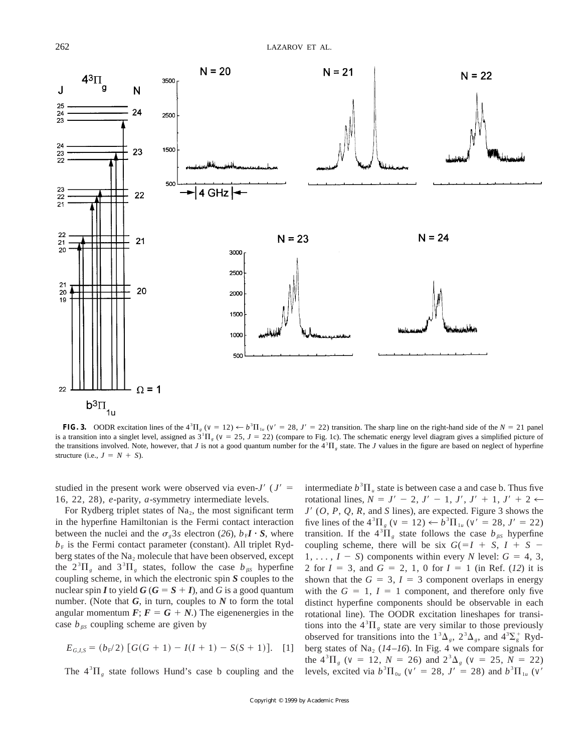**FIG. 3.** OODR excitation lines of the $4^3\Pi_g$ (v = 12) ← $b^3\Pi_{1u}$ (v′ = 28, J′ = 22) transition. The sharp line on the right-hand side of the $N = 21$ panel is a transition into a singlet level, assigned as $3^1\Pi_g$ (v = 25, J = 22) (compare to Fig. 1c). The schematic energy level diagram gives a simplified picture of the transitions involved. Note, however, that $J$ is not a good quantum number for the $4^3\Pi_g$ state. The $J$ values in the figure are based on neglect of hyperfine structure (i.e., $J = N + S$).

studied in the present work were observed via even-$J'$ ($J'$ = 16, 22, 28), *e*-parity, *a*-symmetry intermediate levels.

For Rydberg triplet states of $Na_2$, the most significant term in the hyperfine Hamiltonian is the Fermi contact interaction between the nuclei and the $\sigma_g 3s$ electron (*26*), $b_F \boldsymbol{I} \cdot \boldsymbol{S}$, where $b_F$ is the Fermi contact parameter (constant). All triplet Rydberg states of the $Na_2$ molecule that have been observed, except the $2^3\Pi_g$ and $3^3\Pi_g$ states, follow the case $b_{\beta S}$ hyperfine coupling scheme, in which the electronic spin $\boldsymbol{S}$ couples to the nuclear spin $\boldsymbol{I}$ to yield $\boldsymbol{G}$ ($\boldsymbol{G} = \boldsymbol{S} + \boldsymbol{I}$), and $G$ is a good quantum number. (Note that $\boldsymbol{G}$, in turn, couples to $\boldsymbol{N}$ to form the total angular momentum $\boldsymbol{F}$; $\boldsymbol{F} = \boldsymbol{G} + \boldsymbol{N}$.) The eigenenergies in the case $b_{\beta S}$ coupling scheme are given by

$$E_{G,I,S} = (b_F/2)\,[G(G+1) - I(I+1) - S(S+1)]. \quad [1]$$

The $4^3\Pi_g$ state follows Hund's case b coupling and the intermediate $b^3\Pi_u$ state is between case a and case b. Thus five rotational lines, $N = J' - 2$, $J' - 1$, $J'$, $J' + 1$, $J' + 2$ ← $J'$ (*O*, *P*, *Q*, *R*, and *S* lines), are expected. Figure 3 shows the five lines of the $4^3\Pi_g$ (v = 12) ← $b^3\Pi_{1u}$ (v′ = 28, J′ = 22) transition. If the $4^3\Pi_g$ state follows the case $b_{\beta S}$ hyperfine coupling scheme, there will be six $G(= I + S, I + S - 1, \ldots, I - S)$ components within every $N$ level: $G$ = 4, 3, 2 for $I$ = 3, and $G$ = 2, 1, 0 for $I$ = 1 (in Ref. (*12*) it is shown that the $G$ = 3, $I$ = 3 component overlaps in energy with the $G$ = 1, $I$ = 1 component, and therefore only five distinct hyperfine components should be observable in each rotational line). The OODR excitation lineshapes for transitions into the $4^3\Pi_g$ state are very similar to those previously observed for transitions into the $1^3\Delta_g$, $2^3\Delta_g$, and $4^3\Sigma_g^+$ Rydberg states of $Na_2$ (*14–16*). In Fig. 4 we compare signals for the $4^3\Pi_g$ (v = 12, N = 26) and $2^3\Delta_g$ (v = 25, N = 22) levels, excited via $b^3\Pi_{0u}$ (v′ = 28, J′ = 28) and $b^3\Pi_{1u}$ (v′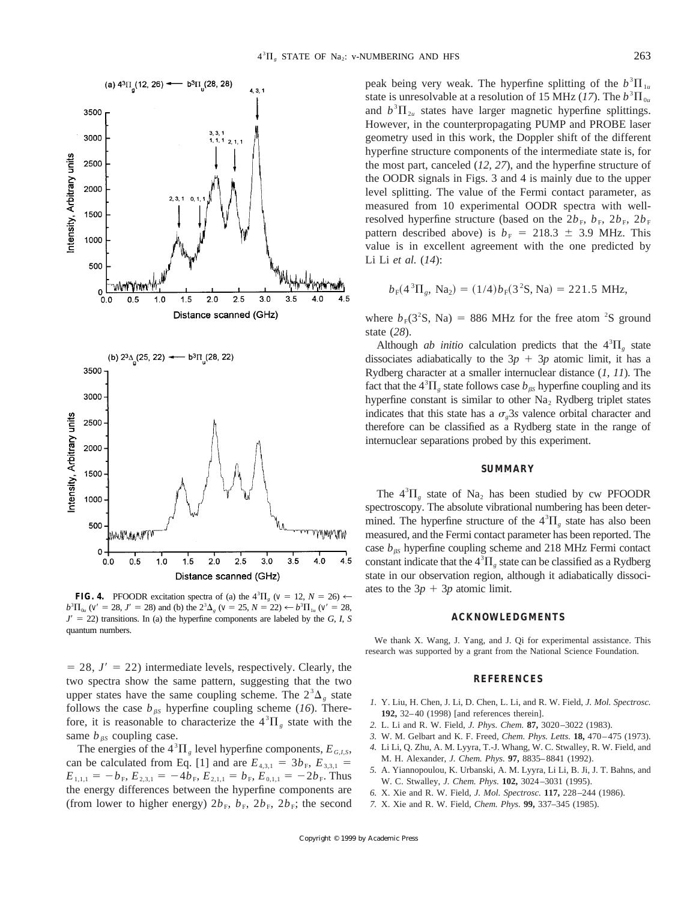**FIG. 4.** PFOODR excitation spectra of (a) the $4^3\Pi_g$ ($v = 12$, $N = 26$) $\leftarrow$ $b^3\Pi_{0u}$ ($v' = 28$, $J' = 28$) and (b) the $2^3\Delta_g$ ($v = 25$, $N = 22$) $\leftarrow$ $b^3\Pi_{1u}$ ($v' = 28$, $J' = 22$) transitions. In (a) the hyperfine components are labeled by the $G$, $I$, $S$ quantum numbers.

$= 28$, $J' = 22$) intermediate levels, respectively. Clearly, the two spectra show the same pattern, suggesting that the two upper states have the same coupling scheme. The $2^3\Delta_g$ state follows the case $b_{\beta S}$ hyperfine coupling scheme (*16*). Therefore, it is reasonable to characterize the $4^3\Pi_g$ state with the same $b_{\beta S}$ coupling case.

The energies of the $4^3\Pi_g$ level hyperfine components, $E_{G,I,S}$, can be calculated from Eq. [1] and are $E_{4,3,1} = 3b_F$, $E_{3,3,1} = E_{1,1,1} = -b_F$, $E_{2,3,1} = -4b_F$, $E_{2,1,1} = b_F$, $E_{0,1,1} = -2b_F$. Thus the energy differences between the hyperfine components are (from lower to higher energy) $2b_F$, $b_F$, $2b_F$, $2b_F$; the second peak being very weak. The hyperfine splitting of the $b^3\Pi_{1u}$ state is unresolvable at a resolution of 15 MHz (*17*). The $b^3\Pi_{0u}$ and $b^3\Pi_{2u}$ states have larger magnetic hyperfine splittings. However, in the counterpropagating PUMP and PROBE laser geometry used in this work, the Doppler shift of the different hyperfine structure components of the intermediate state is, for the most part, canceled (*12, 27*), and the hyperfine structure of the OODR signals in Figs. 3 and 4 is mainly due to the upper level splitting. The value of the Fermi contact parameter, as measured from 10 experimental OODR spectra with well-resolved hyperfine structure (based on the $2b_F$, $b_F$, $2b_F$, $2b_F$ pattern described above) is $b_F = 218.3 \pm 3.9$ MHz. This value is in excellent agreement with the one predicted by Li Li *et al.* (*14*):

$$b_F(4\,^3\Pi_g,\ \mathrm{Na}_2) = (1/4)b_F(3\,^2\mathrm{S},\ \mathrm{Na}) = 221.5\ \mathrm{MHz},$$

where $b_F(3^2\mathrm{S}, \mathrm{Na}) = 886$ MHz for the free atom $^2$S ground state (*28*).

Although *ab initio* calculation predicts that the $4^3\Pi_g$ state dissociates adiabatically to the $3p + 3p$ atomic limit, it has a Rydberg character at a smaller internuclear distance (*1, 11*). The fact that the $4^3\Pi_g$ state follows case $b_{\beta S}$ hyperfine coupling and its hyperfine constant is similar to other $Na_2$ Rydberg triplet states indicates that this state has a $\sigma_g 3s$ valence orbital character and therefore can be classified as a Rydberg state in the range of internuclear separations probed by this experiment.

## SUMMARY

The $4^3\Pi_g$ state of $Na_2$ has been studied by cw PFOODR spectroscopy. The absolute vibrational numbering has been determined. The hyperfine structure of the $4^3\Pi_g$ state has also been measured, and the Fermi contact parameter has been reported. The case $b_{\beta S}$ hyperfine coupling scheme and 218 MHz Fermi contact constant indicate that the $4^3\Pi_g$ state can be classified as a Rydberg state in our observation region, although it adiabatically dissociates to the $3p + 3p$ atomic limit.

## ACKNOWLEDGMENTS

We thank X. Wang, J. Yang, and J. Qi for experimental assistance. This research was supported by a grant from the National Science Foundation.

## REFERENCES

1. Y. Liu, H. Chen, J. Li, D. Chen, L. Li, and R. W. Field, *J. Mol. Spectrosc.* **192,** 32–40 (1998) [and references therein].
2. L. Li and R. W. Field, *J. Phys. Chem.* **87,** 3020–3022 (1983).
3. W. M. Gelbart and K. F. Freed, *Chem. Phys. Letts.* **18,** 470–475 (1973).
4. Li Li, Q. Zhu, A. M. Lyyra, T.-J. Whang, W. C. Stwalley, R. W. Field, and M. H. Alexander, *J. Chem. Phys.* **97,** 8835–8841 (1992).
5. A. Yiannopoulou, K. Urbanski, A. M. Lyyra, Li Li, B. Ji, J. T. Bahns, and W. C. Stwalley, *J. Chem. Phys.* **102,** 3024–3031 (1995).
6. X. Xie and R. W. Field, *J. Mol. Spectrosc.* **117,** 228–244 (1986).
7. X. Xie and R. W. Field, *Chem. Phys.* **99,** 337–345 (1985).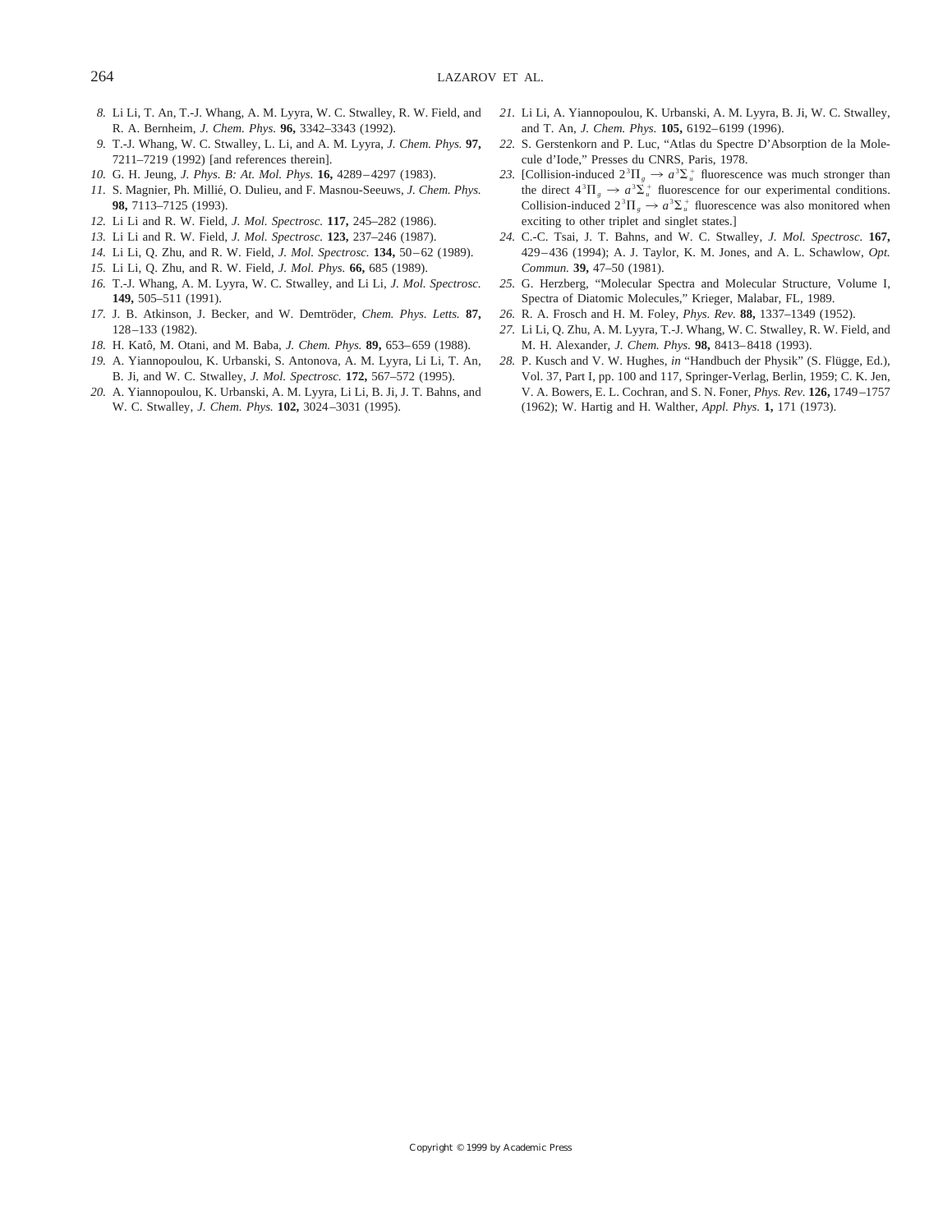8. Li Li, T. An, T.-J. Whang, A. M. Lyyra, W. C. Stwalley, R. W. Field, and R. A. Bernheim, *J. Chem. Phys.* **96,** 3342–3343 (1992).
9. T.-J. Whang, W. C. Stwalley, L. Li, and A. M. Lyyra, *J. Chem. Phys.* **97,** 7211–7219 (1992) [and references therein].
10. G. H. Jeung, *J. Phys. B: At. Mol. Phys.* **16,** 4289–4297 (1983).
11. S. Magnier, Ph. Millié, O. Dulieu, and F. Masnou-Seeuws, *J. Chem. Phys.* **98,** 7113–7125 (1993).
12. Li Li and R. W. Field, *J. Mol. Spectrosc.* **117,** 245–282 (1986).
13. Li Li and R. W. Field, *J. Mol. Spectrosc.* **123,** 237–246 (1987).
14. Li Li, Q. Zhu, and R. W. Field, *J. Mol. Spectrosc.* **134,** 50–62 (1989).
15. Li Li, Q. Zhu, and R. W. Field, *J. Mol. Phys.* **66,** 685 (1989).
16. T.-J. Whang, A. M. Lyyra, W. C. Stwalley, and Li Li, *J. Mol. Spectrosc.* **149,** 505–511 (1991).
17. J. B. Atkinson, J. Becker, and W. Demtröder, *Chem. Phys. Letts.* **87,** 128–133 (1982).
18. H. Katô, M. Otani, and M. Baba, *J. Chem. Phys.* **89,** 653–659 (1988).
19. A. Yiannopoulou, K. Urbanski, S. Antonova, A. M. Lyyra, Li Li, T. An, B. Ji, and W. C. Stwalley, *J. Mol. Spectrosc.* **172,** 567–572 (1995).
20. A. Yiannopoulou, K. Urbanski, A. M. Lyyra, Li Li, B. Ji, J. T. Bahns, and W. C. Stwalley, *J. Chem. Phys.* **102,** 3024–3031 (1995).
21. Li Li, A. Yiannopoulou, K. Urbanski, A. M. Lyyra, B. Ji, W. C. Stwalley, and T. An, *J. Chem. Phys.* **105,** 6192–6199 (1996).
22. S. Gerstenkorn and P. Luc, "Atlas du Spectre D'Absorption de la Molecule d'Iode," Presses du CNRS, Paris, 1978.
23. [Collision-induced $2^3\Pi_g \rightarrow a^3\Sigma_u^+$ fluorescence was much stronger than the direct $4^3\Pi_g \rightarrow a^3\Sigma_u^+$ fluorescence for our experimental conditions. Collision-induced $2^3\Pi_g \rightarrow a^3\Sigma_u^+$ fluorescence was also monitored when exciting to other triplet and singlet states.]
24. C.-C. Tsai, J. T. Bahns, and W. C. Stwalley, *J. Mol. Spectrosc.* **167,** 429–436 (1994); A. J. Taylor, K. M. Jones, and A. L. Schawlow, *Opt. Commun.* **39,** 47–50 (1981).
25. G. Herzberg, "Molecular Spectra and Molecular Structure, Volume I, Spectra of Diatomic Molecules," Krieger, Malabar, FL, 1989.
26. R. A. Frosch and H. M. Foley, *Phys. Rev.* **88,** 1337–1349 (1952).
27. Li Li, Q. Zhu, A. M. Lyyra, T.-J. Whang, W. C. Stwalley, R. W. Field, and M. H. Alexander, *J. Chem. Phys.* **98,** 8413–8418 (1993).
28. P. Kusch and V. W. Hughes, *in* "Handbuch der Physik" (S. Flügge, Ed.), Vol. 37, Part I, pp. 100 and 117, Springer-Verlag, Berlin, 1959; C. K. Jen, V. A. Bowers, E. L. Cochran, and S. N. Foner, *Phys. Rev.* **126,** 1749–1757 (1962); W. Hartig and H. Walther, *Appl. Phys.* **1,** 171 (1973).

Copyright © 1999 by Academic Press